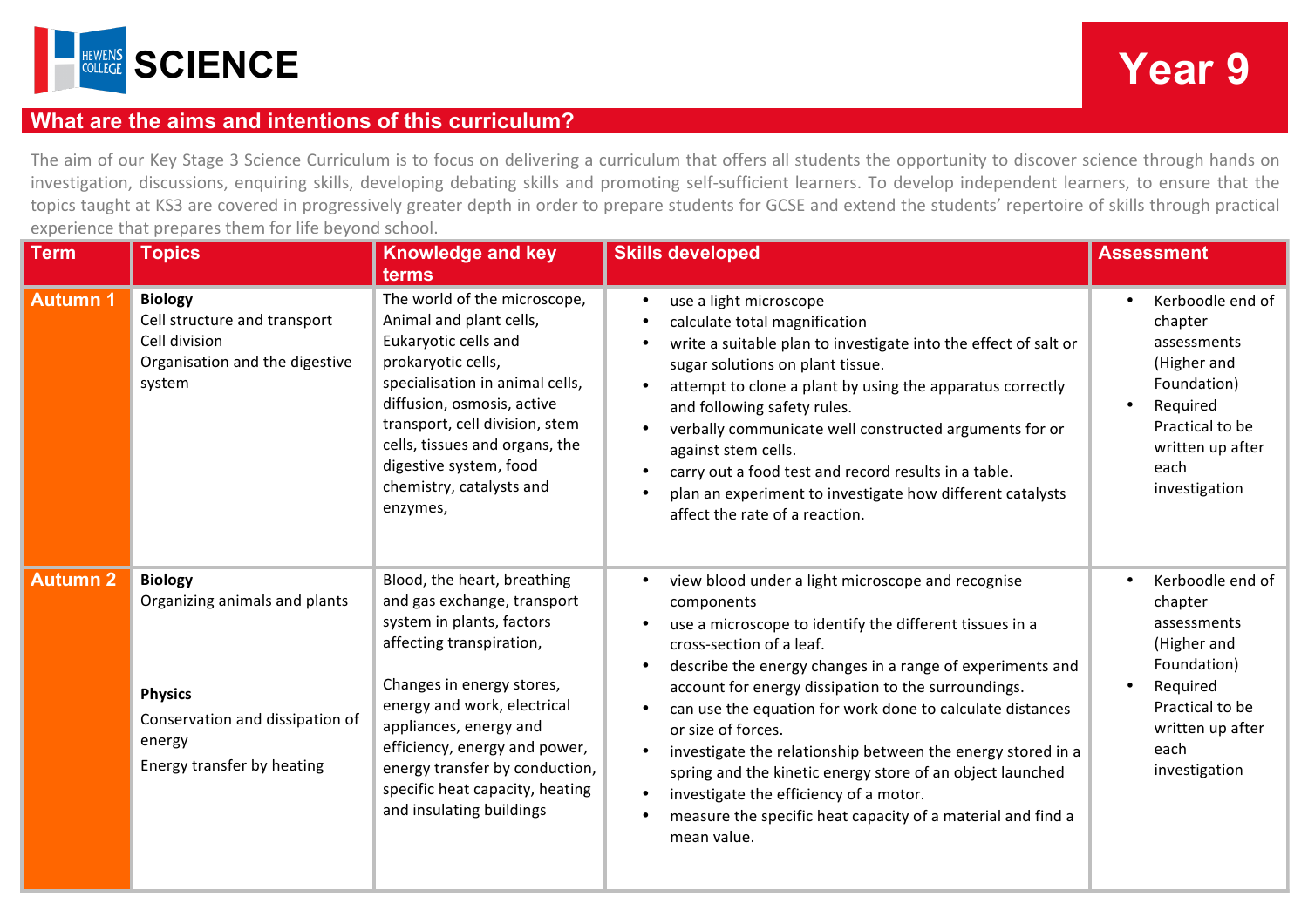# HEWENS COLLEGE SCIENCE

# Year 9

## What are the aims and intentions of this curriculum?

The aim of our Key Stage 3 Science Curriculum is to focus on delivering a curriculum that offers all students the opportunity to discover science through hands on investigation, discussions, enquiring skills, developing debating skills and promoting self-sufficient learners. To develop independent learners, to ensure that the topics taught at KS3 are covered in progressively greater depth in order to prepare students for GCSE and extend the students' repertoire of skills through practical experience that prepares them for life beyond school.

| Term | Topics | Knowledge and key terms | Skills developed | Assessment |
|---|---|---|---|---|
| **Autumn 1** | **Biology**<br>Cell structure and transport<br>Cell division<br>Organisation and the digestive system | The world of the microscope, Animal and plant cells, Eukaryotic cells and prokaryotic cells, specialisation in animal cells, diffusion, osmosis, active transport, cell division, stem cells, tissues and organs, the digestive system, food chemistry, catalysts and enzymes, | • use a light microscope<br>• calculate total magnification<br>• write a suitable plan to investigate into the effect of salt or sugar solutions on plant tissue.<br>• attempt to clone a plant by using the apparatus correctly and following safety rules.<br>• verbally communicate well constructed arguments for or against stem cells.<br>• carry out a food test and record results in a table.<br>• plan an experiment to investigate how different catalysts affect the rate of a reaction. | • Kerboodle end of chapter assessments (Higher and Foundation)<br>• Required Practical to be written up after each investigation |
| **Autumn 2** | **Biology**<br>Organizing animals and plants<br><br>**Physics**<br>Conservation and dissipation of energy<br>Energy transfer by heating | Blood, the heart, breathing and gas exchange, transport system in plants, factors affecting transpiration,<br><br>Changes in energy stores, energy and work, electrical appliances, energy and efficiency, energy and power, energy transfer by conduction, specific heat capacity, heating and insulating buildings | • view blood under a light microscope and recognise components<br>• use a microscope to identify the different tissues in a cross-section of a leaf.<br>• describe the energy changes in a range of experiments and account for energy dissipation to the surroundings.<br>• can use the equation for work done to calculate distances or size of forces.<br>• investigate the relationship between the energy stored in a spring and the kinetic energy store of an object launched<br>• investigate the efficiency of a motor.<br>• measure the specific heat capacity of a material and find a mean value. | • Kerboodle end of chapter assessments (Higher and Foundation)<br>• Required Practical to be written up after each investigation |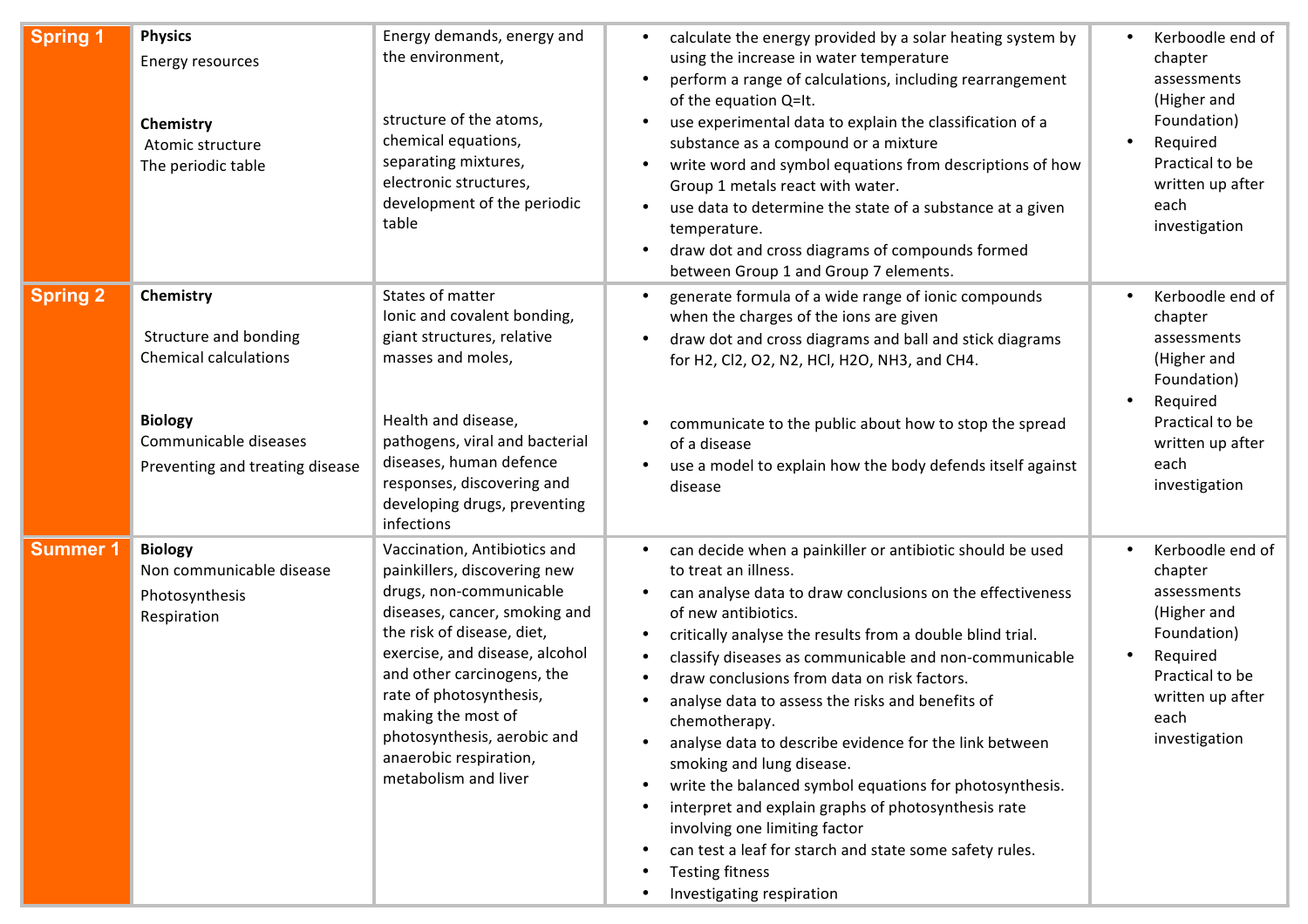| | | | | |
|---|---|---|---|---|
| **Spring 1** | **Physics**<br>Energy resources<br><br>**Chemistry**<br>Atomic structure<br>The periodic table | Energy demands, energy and the environment,<br><br>structure of the atoms, chemical equations, separating mixtures, electronic structures, development of the periodic table | • calculate the energy provided by a solar heating system by using the increase in water temperature<br>• perform a range of calculations, including rearrangement of the equation Q=It.<br>• use experimental data to explain the classification of a substance as a compound or a mixture<br>• write word and symbol equations from descriptions of how Group 1 metals react with water.<br>• use data to determine the state of a substance at a given temperature.<br>• draw dot and cross diagrams of compounds formed between Group 1 and Group 7 elements. | • Kerboodle end of chapter assessments (Higher and Foundation)<br>• Required Practical to be written up after each investigation |
| **Spring 2** | **Chemistry**<br>Structure and bonding<br>Chemical calculations<br><br>**Biology**<br>Communicable diseases<br>Preventing and treating disease | States of matter<br>Ionic and covalent bonding, giant structures, relative masses and moles,<br><br>Health and disease, pathogens, viral and bacterial diseases, human defence responses, discovering and developing drugs, preventing infections | • generate formula of a wide range of ionic compounds when the charges of the ions are given<br>• draw dot and cross diagrams and ball and stick diagrams for $H_2$, $Cl_2$, $O_2$, $N_2$, HCl, $H_2O$, $NH_3$, and $CH_4$.<br><br>• communicate to the public about how to stop the spread of a disease<br>• use a model to explain how the body defends itself against disease | • Kerboodle end of chapter assessments (Higher and Foundation)<br>• Required Practical to be written up after each investigation |
| **Summer 1** | **Biology**<br>Non communicable disease<br>Photosynthesis<br>Respiration | Vaccination, Antibiotics and painkillers, discovering new drugs, non-communicable diseases, cancer, smoking and the risk of disease, diet, exercise, and disease, alcohol and other carcinogens, the rate of photosynthesis, making the most of photosynthesis, aerobic and anaerobic respiration, metabolism and liver | • can decide when a painkiller or antibiotic should be used to treat an illness.<br>• can analyse data to draw conclusions on the effectiveness of new antibiotics.<br>• critically analyse the results from a double blind trial.<br>• classify diseases as communicable and non-communicable<br>• draw conclusions from data on risk factors.<br>• analyse data to assess the risks and benefits of chemotherapy.<br>• analyse data to describe evidence for the link between smoking and lung disease.<br>• write the balanced symbol equations for photosynthesis.<br>• interpret and explain graphs of photosynthesis rate involving one limiting factor<br>• can test a leaf for starch and state some safety rules.<br>• Testing fitness<br>• Investigating respiration | • Kerboodle end of chapter assessments (Higher and Foundation)<br>• Required Practical to be written up after each investigation |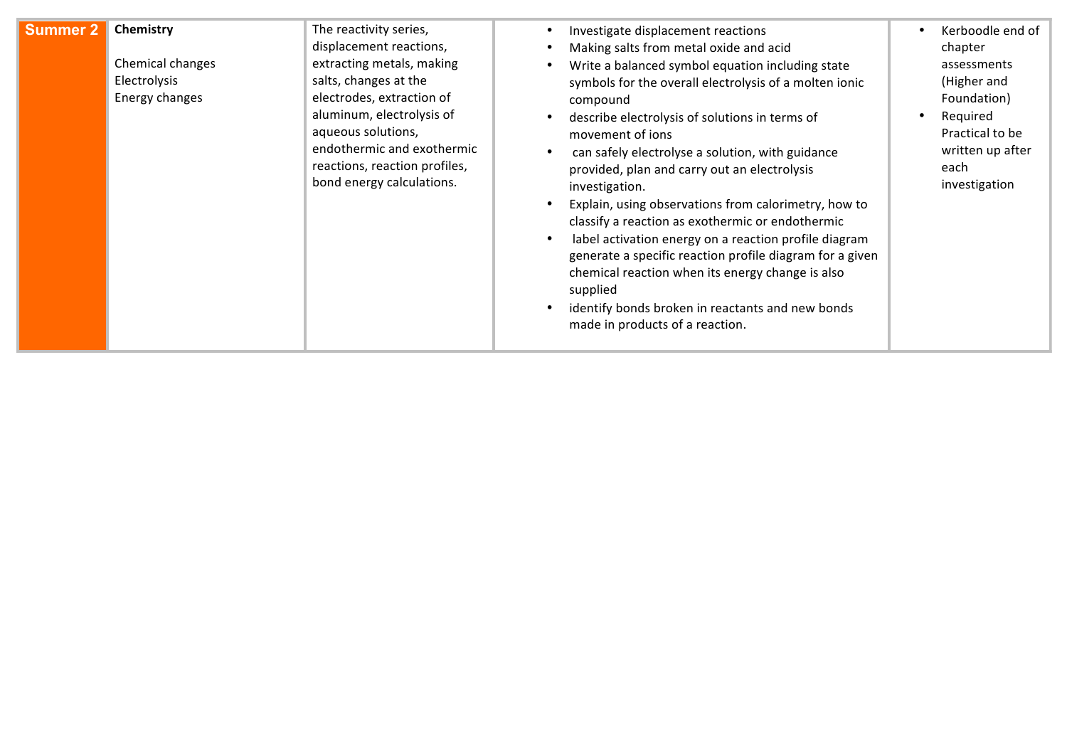| | | | | |
|---|---|---|---|---|
| Summer 2 | **Chemistry**<br><br>Chemical changes<br>Electrolysis<br>Energy changes | The reactivity series, displacement reactions, extracting metals, making salts, changes at the electrodes, extraction of aluminum, electrolysis of aqueous solutions, endothermic and exothermic reactions, reaction profiles, bond energy calculations. | • Investigate displacement reactions<br>• Making salts from metal oxide and acid<br>• Write a balanced symbol equation including state symbols for the overall electrolysis of a molten ionic compound<br>• describe electrolysis of solutions in terms of movement of ions<br>• can safely electrolyse a solution, with guidance provided, plan and carry out an electrolysis investigation.<br>• Explain, using observations from calorimetry, how to classify a reaction as exothermic or endothermic<br>• label activation energy on a reaction profile diagram generate a specific reaction profile diagram for a given chemical reaction when its energy change is also supplied<br>• identify bonds broken in reactants and new bonds made in products of a reaction. | • Kerboodle end of chapter assessments (Higher and Foundation)<br>• Required Practical to be written up after each investigation |